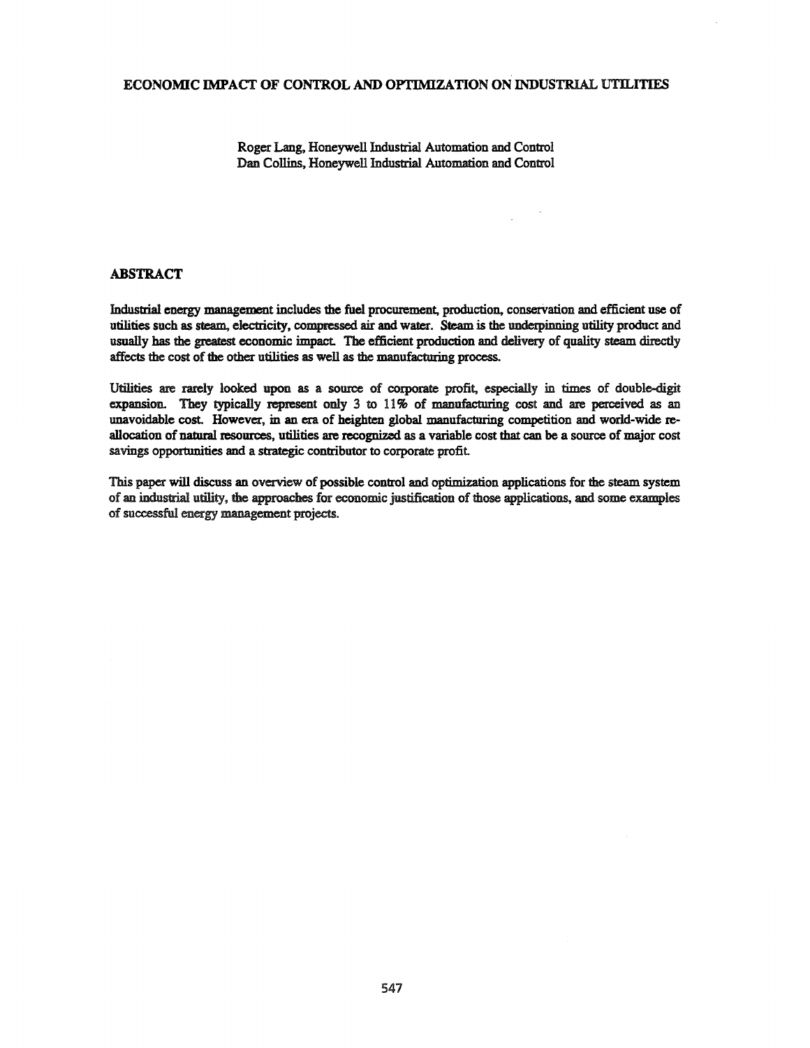# ECONOMIC IMPACT OF CONTROL AND OPTIMIZATION ON INDUSTRIAL UTILITIES

Roger Lang, Honeywell Industrial Automation and Control
Dan Collins, Honeywell Industrial Automation and Control

## ABSTRACT

Industrial energy management includes the fuel procurement, production, conservation and efficient use of utilities such as steam, electricity, compressed air and water. Steam is the underpinning utility product and usually has the greatest economic impact. The efficient production and delivery of quality steam directly affects the cost of the other utilities as well as the manufacturing process.

Utilities are rarely looked upon as a source of corporate profit, especially in times of double-digit expansion. They typically represent only 3 to 11% of manufacturing cost and are perceived as an unavoidable cost. However, in an era of heighten global manufacturing competition and world-wide re-allocation of natural resources, utilities are recognized as a variable cost that can be a source of major cost savings opportunities and a strategic contributor to corporate profit.

This paper will discuss an overview of possible control and optimization applications for the steam system of an industrial utility, the approaches for economic justification of those applications, and some examples of successful energy management projects.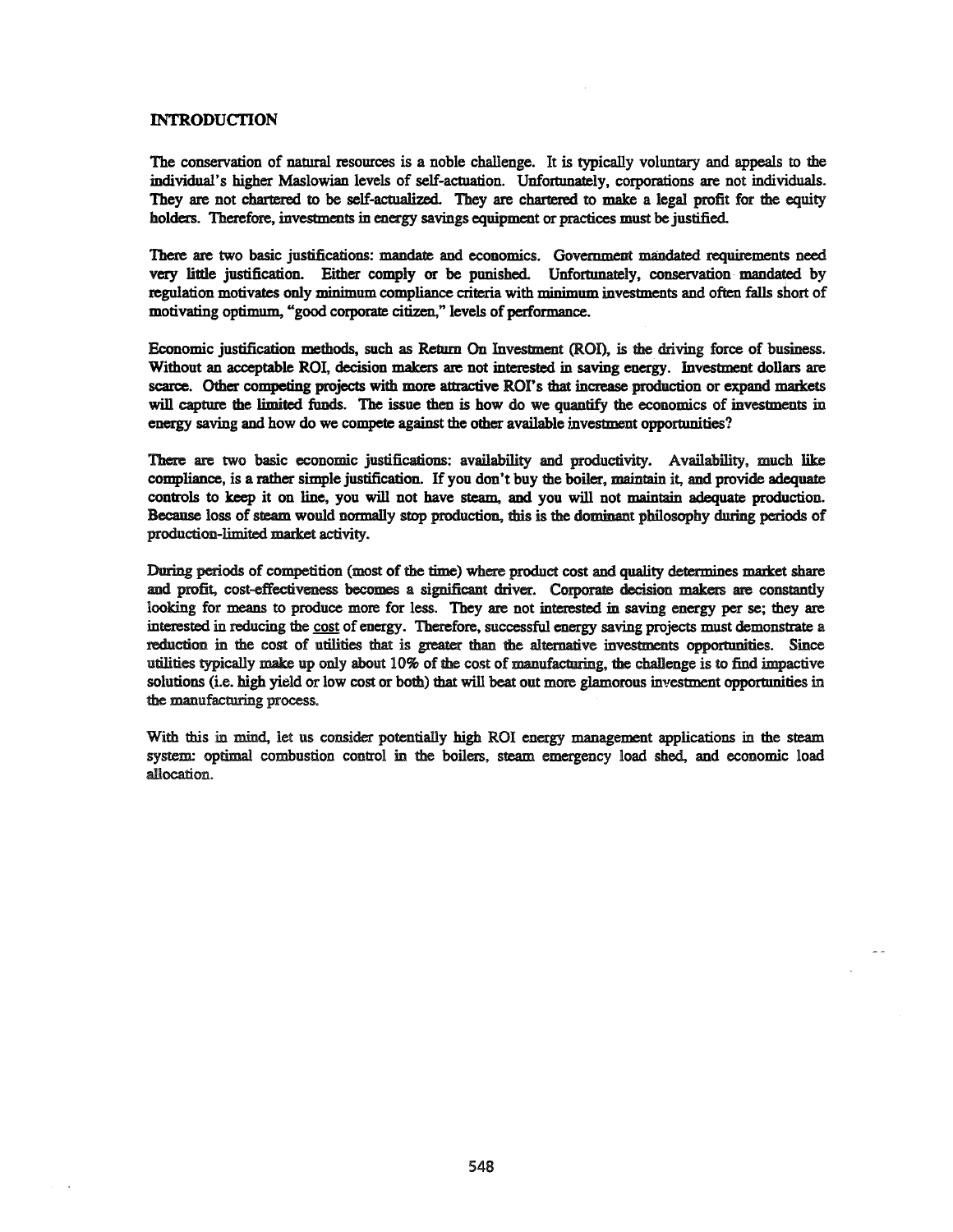## INTRODUCTION

The conservation of natural resources is a noble challenge. It is typically voluntary and appeals to the individual's higher Maslowian levels of self-actuation. Unfortunately, corporations are not individuals. They are not chartered to be self-actualized. They are chartered to make a legal profit for the equity holders. Therefore, investments in energy savings equipment or practices must be justified.

There are two basic justifications: mandate and economics. Government mandated requirements need very little justification. Either comply or be punished. Unfortunately, conservation mandated by regulation motivates only minimum compliance criteria with minimum investments and often falls short of motivating optimum, "good corporate citizen," levels of performance.

Economic justification methods, such as Return On Investment (ROI), is the driving force of business. Without an acceptable ROI, decision makers are not interested in saving energy. Investment dollars are scarce. Other competing projects with more attractive ROI's that increase production or expand markets will capture the limited funds. The issue then is how do we quantify the economics of investments in energy saving and how do we compete against the other available investment opportunities?

There are two basic economic justifications: availability and productivity. Availability, much like compliance, is a rather simple justification. If you don't buy the boiler, maintain it, and provide adequate controls to keep it on line, you will not have steam, and you will not maintain adequate production. Because loss of steam would normally stop production, this is the dominant philosophy during periods of production-limited market activity.

During periods of competition (most of the time) where product cost and quality determines market share and profit, cost-effectiveness becomes a significant driver. Corporate decision makers are constantly looking for means to produce more for less. They are not interested in saving energy per se; they are interested in reducing the cost of energy. Therefore, successful energy saving projects must demonstrate a reduction in the cost of utilities that is greater than the alternative investments opportunities. Since utilities typically make up only about 10% of the cost of manufacturing, the challenge is to find impactive solutions (i.e. high yield or low cost or both) that will beat out more glamorous investment opportunities in the manufacturing process.

With this in mind, let us consider potentially high ROI energy management applications in the steam system: optimal combustion control in the boilers, steam emergency load shed, and economic load allocation.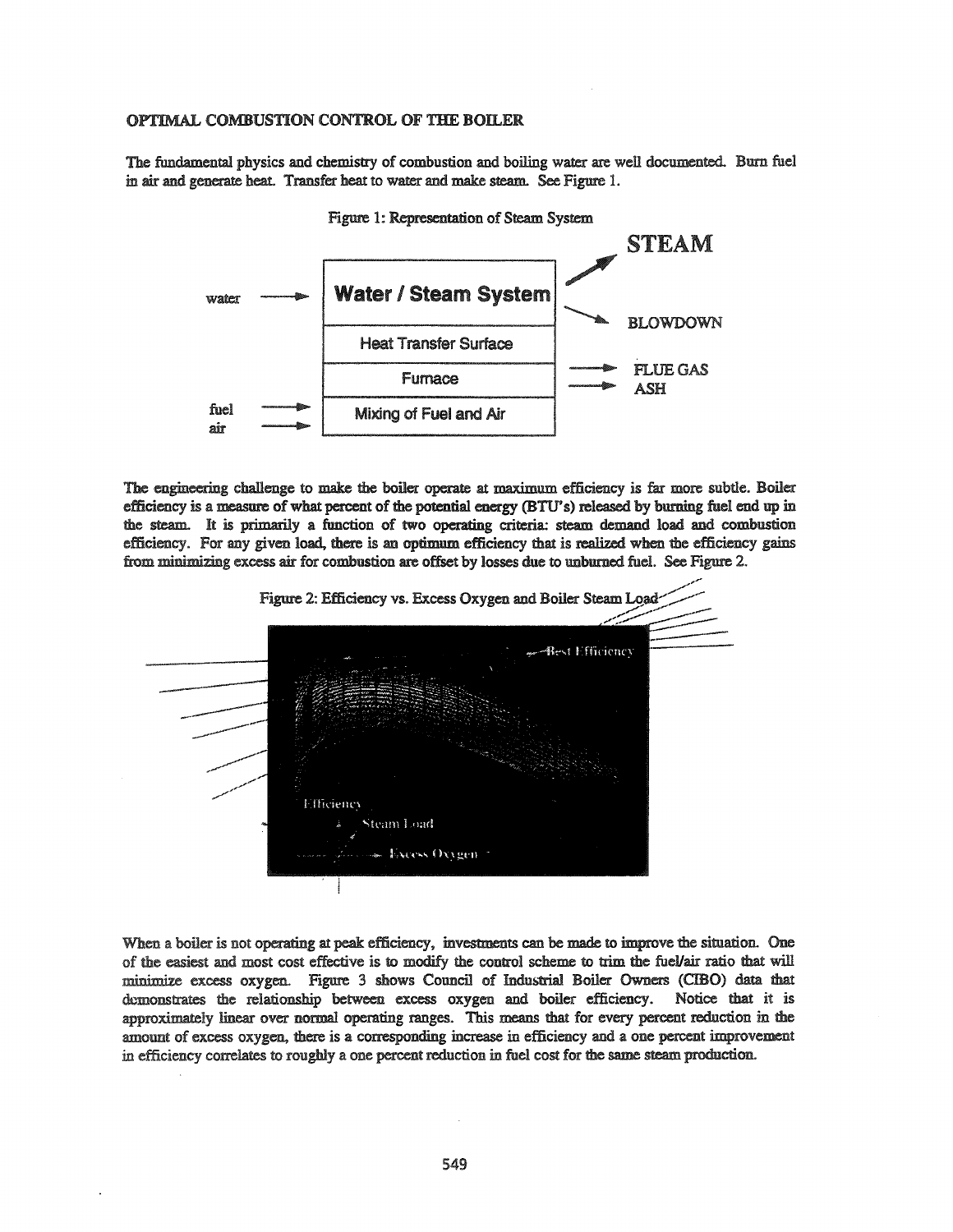## OPTIMAL COMBUSTION CONTROL OF THE BOILER

The fundamental physics and chemistry of combustion and boiling water are well documented. Burn fuel in air and generate heat. Transfer heat to water and make steam. See Figure 1.

Figure 1: Representation of Steam System

The engineering challenge to make the boiler operate at maximum efficiency is far more subtle. Boiler efficiency is a measure of what percent of the potential energy (BTU's) released by burning fuel end up in the steam. It is primarily a function of two operating criteria: steam demand load and combustion efficiency. For any given load, there is an optimum efficiency that is realized when the efficiency gains from minimizing excess air for combustion are offset by losses due to unburned fuel. See Figure 2.

Figure 2: Efficiency vs. Excess Oxygen and Boiler Steam Load

When a boiler is not operating at peak efficiency, investments can be made to improve the situation. One of the easiest and most cost effective is to modify the control scheme to trim the fuel/air ratio that will minimize excess oxygen. Figure 3 shows Council of Industrial Boiler Owners (CIBO) data that demonstrates the relationship between excess oxygen and boiler efficiency. Notice that it is approximately linear over normal operating ranges. This means that for every percent reduction in the amount of excess oxygen, there is a corresponding increase in efficiency and a one percent improvement in efficiency correlates to roughly a one percent reduction in fuel cost for the same steam production.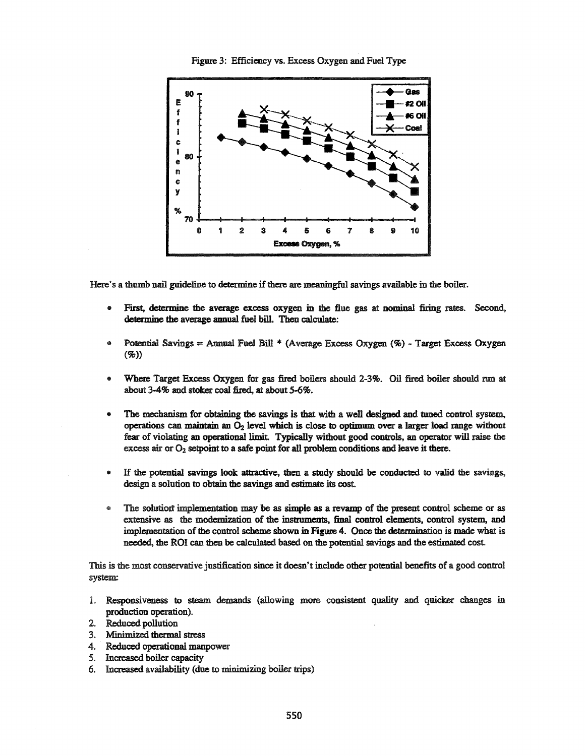Figure 3: Efficiency vs. Excess Oxygen and Fuel Type

Here's a thumb nail guideline to determine if there are meaningful savings available in the boiler.

- First, determine the average excess oxygen in the flue gas at nominal firing rates. Second, determine the average annual fuel bill. Then calculate:
- Potential Savings = Annual Fuel Bill * (Average Excess Oxygen (%) - Target Excess Oxygen (%))
- Where Target Excess Oxygen for gas fired boilers should 2-3%. Oil fired boiler should run at about 3-4% and stoker coal fired, at about 5-6%.
- The mechanism for obtaining the savings is that with a well designed and tuned control system, operations can maintain an $O_2$ level which is close to optimum over a larger load range without fear of violating an operational limit. Typically without good controls, an operator will raise the excess air or $O_2$ setpoint to a safe point for all problem conditions and leave it there.
- If the potential savings look attractive, then a study should be conducted to valid the savings, design a solution to obtain the savings and estimate its cost.
- The solution implementation may be as simple as a revamp of the present control scheme or as extensive as the modernization of the instruments, final control elements, control system, and implementation of the control scheme shown in Figure 4. Once the determination is made what is needed, the ROI can then be calculated based on the potential savings and the estimated cost.

This is the most conservative justification since it doesn't include other potential benefits of a good control system:

1. Responsiveness to steam demands (allowing more consistent quality and quicker changes in production operation).
2. Reduced pollution
3. Minimized thermal stress
4. Reduced operational manpower
5. Increased boiler capacity
6. Increased availability (due to minimizing boiler trips)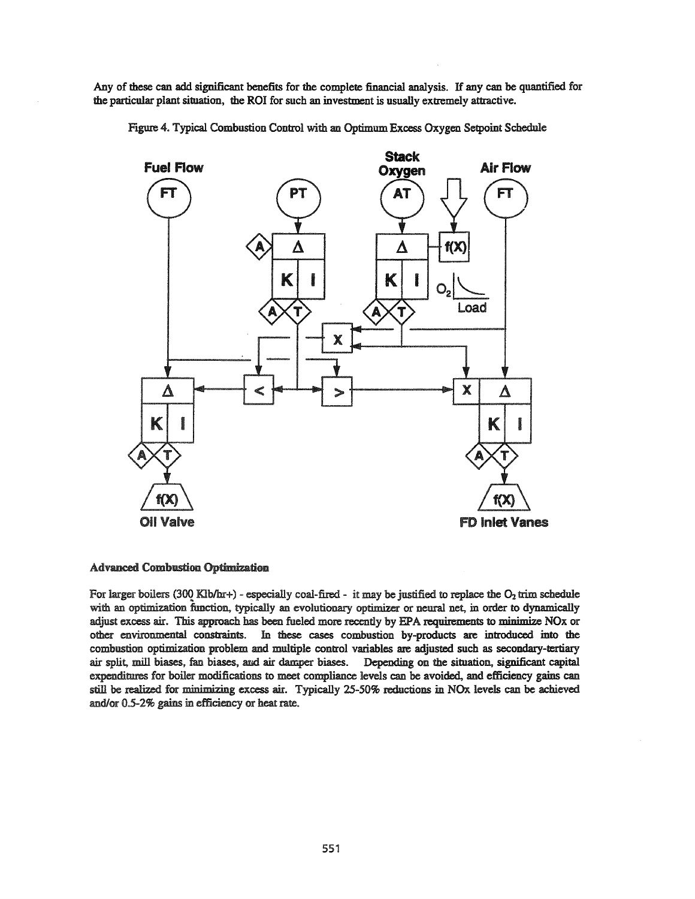Any of these can add significant benefits for the complete financial analysis. If any can be quantified for the particular plant situation, the ROI for such an investment is usually extremely attractive.

Figure 4. Typical Combustion Control with an Optimum Excess Oxygen Setpoint Schedule

### Advanced Combustion Optimization

For larger boilers (300 Klb/hr+) - especially coal-fired - it may be justified to replace the $O_2$ trim schedule with an optimization function, typically an evolutionary optimizer or neural net, in order to dynamically adjust excess air. This approach has been fueled more recently by EPA requirements to minimize NOx or other environmental constraints. In these cases combustion by-products are introduced into the combustion optimization problem and multiple control variables are adjusted such as secondary-tertiary air split, mill biases, fan biases, and air damper biases. Depending on the situation, significant capital expenditures for boiler modifications to meet compliance levels can be avoided, and efficiency gains can still be realized for minimizing excess air. Typically 25-50% reductions in NOx levels can be achieved and/or 0.5-2% gains in efficiency or heat rate.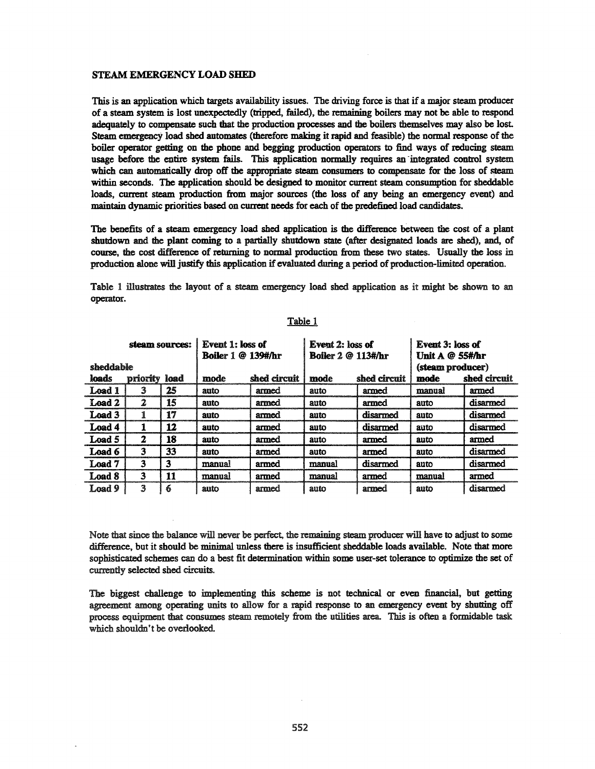## STEAM EMERGENCY LOAD SHED

This is an application which targets availability issues. The driving force is that if a major steam producer of a steam system is lost unexpectedly (tripped, failed), the remaining boilers may not be able to respond adequately to compensate such that the production processes and the boilers themselves may also be lost. Steam emergency load shed automates (therefore making it rapid and feasible) the normal response of the boiler operator getting on the phone and begging production operators to find ways of reducing steam usage before the entire system fails. This application normally requires an integrated control system which can automatically drop off the appropriate steam consumers to compensate for the loss of steam within seconds. The application should be designed to monitor current steam consumption for sheddable loads, current steam production from major sources (the loss of any being an emergency event) and maintain dynamic priorities based on current needs for each of the predefined load candidates.

The benefits of a steam emergency load shed application is the difference between the cost of a plant shutdown and the plant coming to a partially shutdown state (after designated loads are shed), and, of course, the cost difference of returning to normal production from these two states. Usually the loss in production alone will justify this application if evaluated during a period of production-limited operation.

Table 1 illustrates the layout of a steam emergency load shed application as it might be shown to an operator.

Table 1

| steam sources: | | | Event 1: loss of Boiler 1 @ 139#/hr | | Event 2: loss of Boiler 2 @ 113#/hr | | Event 3: loss of Unit A @ 55#/hr (steam producer) | |
|---|---|---|---|---|---|---|---|---|
| **sheddable loads** | **priority** | **load** | **mode** | **shed circuit** | **mode** | **shed circuit** | **mode** | **shed circuit** |
| Load 1 | 3 | 25 | auto | armed | auto | armed | manual | armed |
| Load 2 | 2 | 15 | auto | armed | auto | armed | auto | disarmed |
| Load 3 | 1 | 17 | auto | armed | auto | disarmed | auto | disarmed |
| Load 4 | 1 | 12 | auto | armed | auto | disarmed | auto | disarmed |
| Load 5 | 2 | 18 | auto | armed | auto | armed | auto | armed |
| Load 6 | 3 | 33 | auto | armed | auto | armed | auto | disarmed |
| Load 7 | 3 | 3 | manual | armed | manual | disarmed | auto | disarmed |
| Load 8 | 3 | 11 | manual | armed | manual | armed | manual | armed |
| Load 9 | 3 | 6 | auto | armed | auto | armed | auto | disarmed |

Note that since the balance will never be perfect, the remaining steam producer will have to adjust to some difference, but it should be minimal unless there is insufficient sheddable loads available. Note that more sophisticated schemes can do a best fit determination within some user-set tolerance to optimize the set of currently selected shed circuits.

The biggest challenge to implementing this scheme is not technical or even financial, but getting agreement among operating units to allow for a rapid response to an emergency event by shutting off process equipment that consumes steam remotely from the utilities area. This is often a formidable task which shouldn't be overlooked.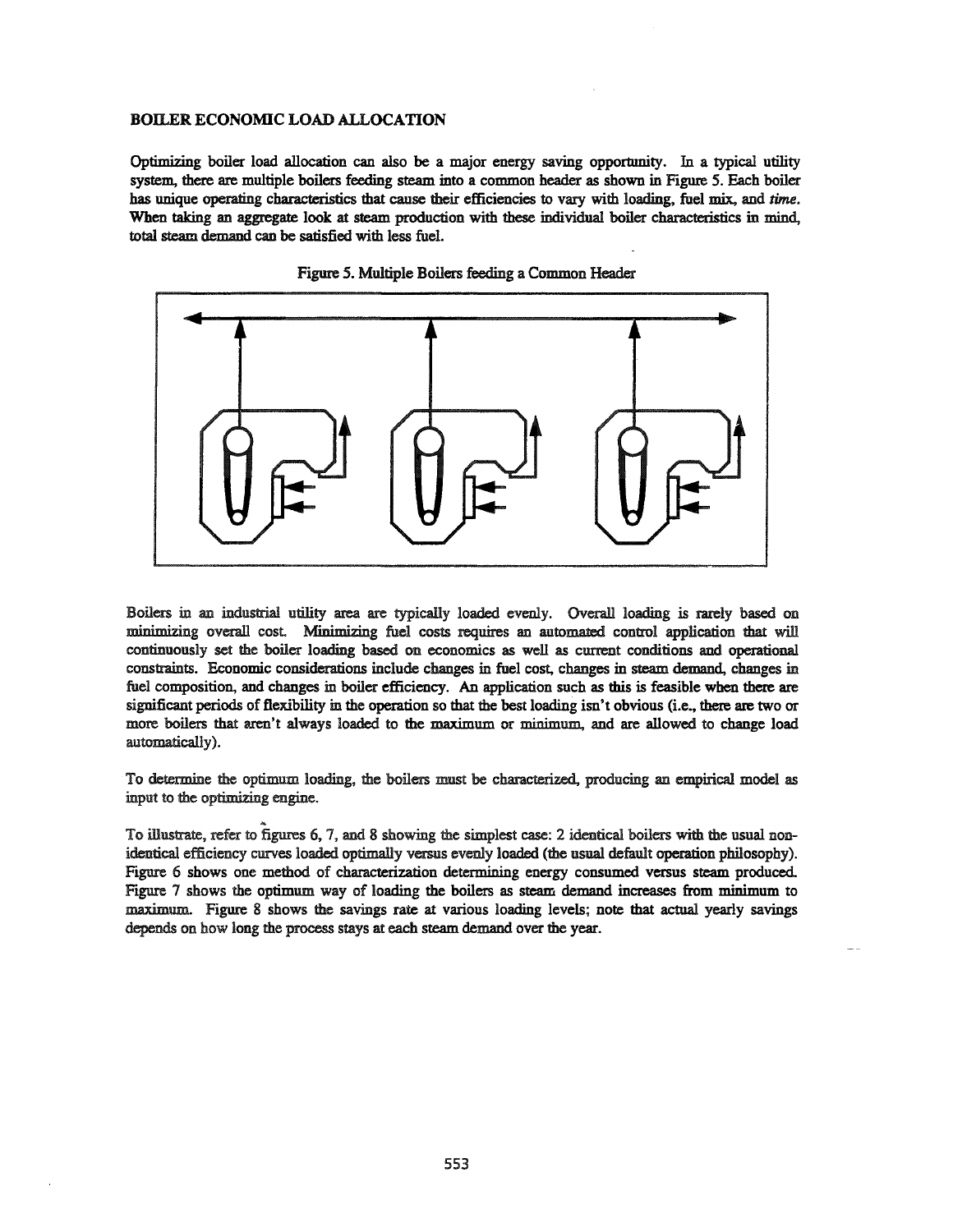## BOILER ECONOMIC LOAD ALLOCATION

Optimizing boiler load allocation can also be a major energy saving opportunity. In a typical utility system, there are multiple boilers feeding steam into a common header as shown in Figure 5. Each boiler has unique operating characteristics that cause their efficiencies to vary with loading, fuel mix, and *time*. When taking an aggregate look at steam production with these individual boiler characteristics in mind, total steam demand can be satisfied with less fuel.

Figure 5. Multiple Boilers feeding a Common Header

Boilers in an industrial utility area are typically loaded evenly. Overall loading is rarely based on minimizing overall cost. Minimizing fuel costs requires an automated control application that will continuously set the boiler loading based on economics as well as current conditions and operational constraints. Economic considerations include changes in fuel cost, changes in steam demand, changes in fuel composition, and changes in boiler efficiency. An application such as this is feasible when there are significant periods of flexibility in the operation so that the best loading isn't obvious (i.e., there are two or more boilers that aren't always loaded to the maximum or minimum, and are allowed to change load automatically).

To determine the optimum loading, the boilers must be characterized, producing an empirical model as input to the optimizing engine.

To illustrate, refer to figures 6, 7, and 8 showing the simplest case: 2 identical boilers with the usual non-identical efficiency curves loaded optimally versus evenly loaded (the usual default operation philosophy). Figure 6 shows one method of characterization determining energy consumed versus steam produced. Figure 7 shows the optimum way of loading the boilers as steam demand increases from minimum to maximum. Figure 8 shows the savings rate at various loading levels; note that actual yearly savings depends on how long the process stays at each steam demand over the year.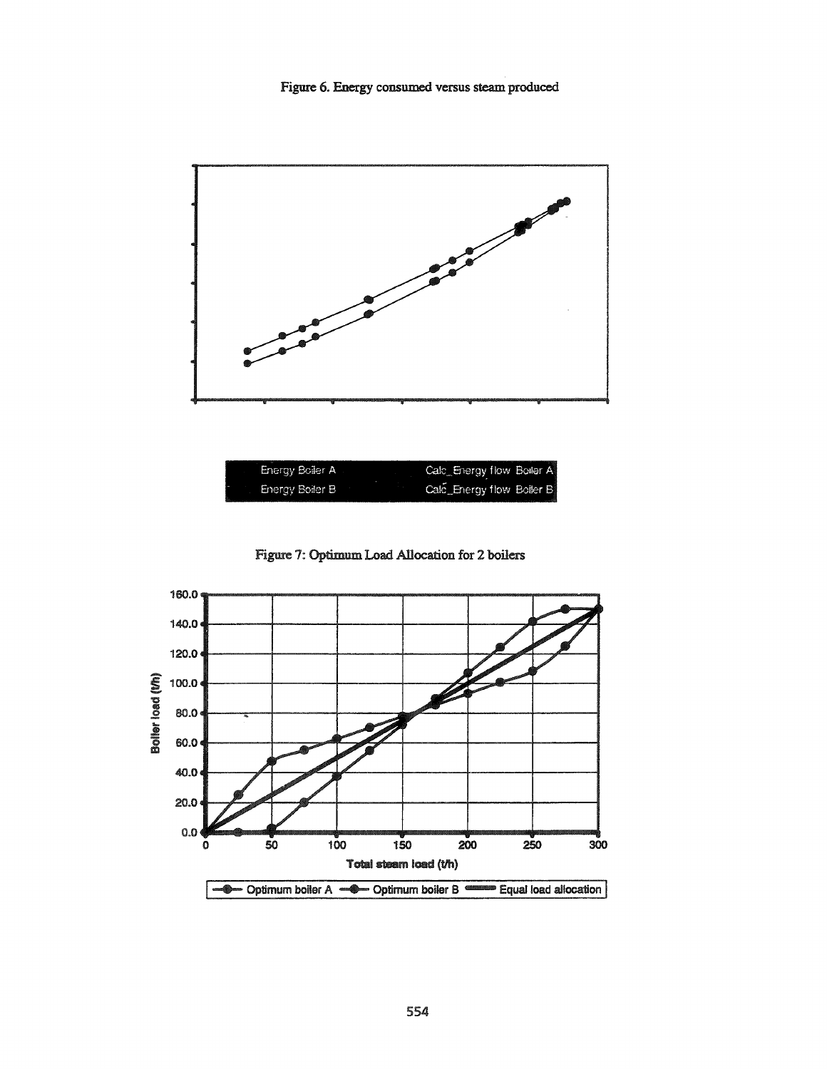Figure 6. Energy consumed versus steam produced

Energy Boiler A — Calc_Energy flow Boiler A
Energy Boiler B — Calc_Energy flow Boiler B

Figure 7: Optimum Load Allocation for 2 boilers

Boiler load (t/h)

Total steam load (t/h)

Optimum boiler A — Optimum boiler B — Equal load allocation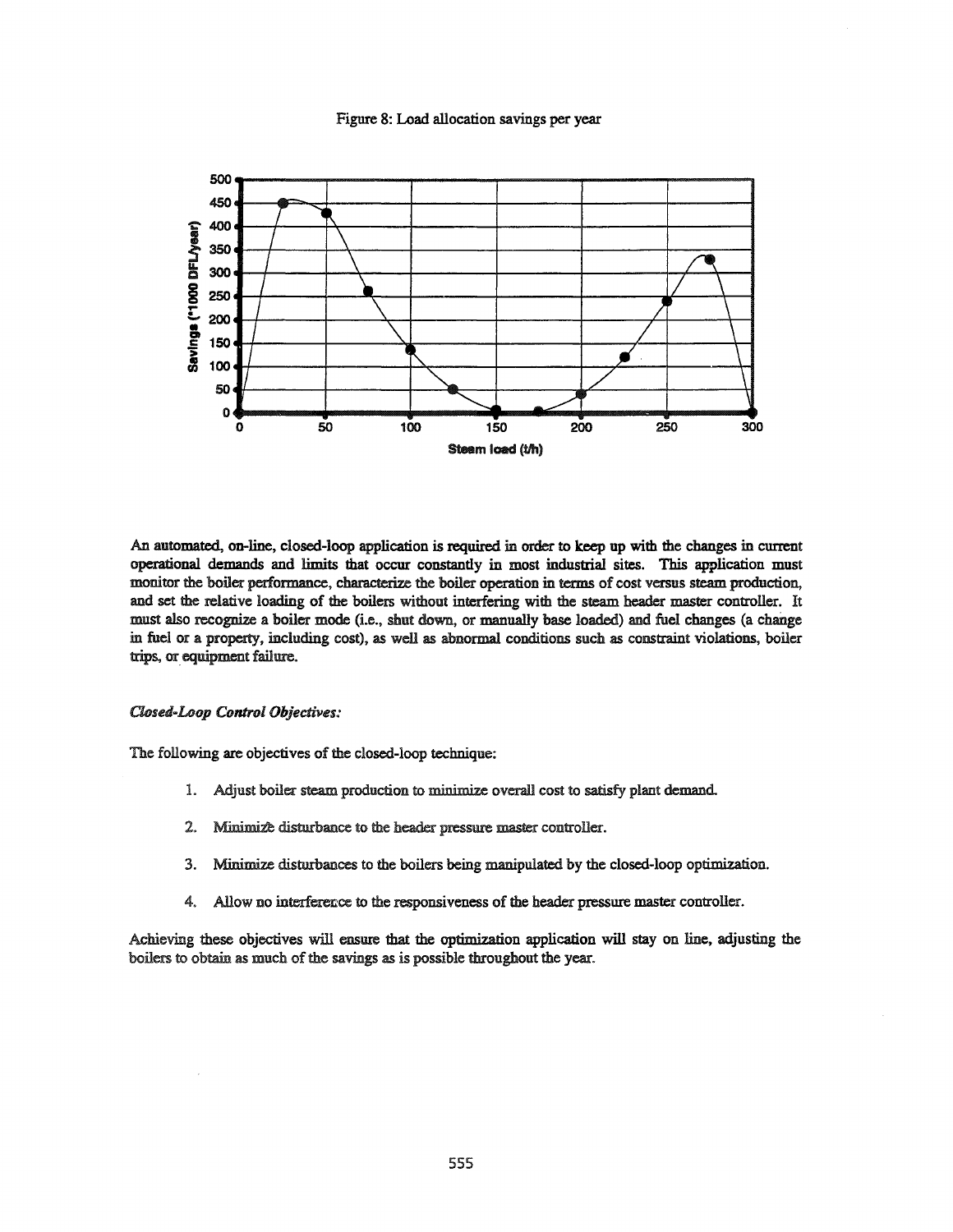Figure 8: Load allocation savings per year

An automated, on-line, closed-loop application is required in order to keep up with the changes in current operational demands and limits that occur constantly in most industrial sites. This application must monitor the boiler performance, characterize the boiler operation in terms of cost versus steam production, and set the relative loading of the boilers without interfering with the steam header master controller. It must also recognize a boiler mode (i.e., shut down, or manually base loaded) and fuel changes (a change in fuel or a property, including cost), as well as abnormal conditions such as constraint violations, boiler trips, or equipment failure.

*Closed-Loop Control Objectives:*

The following are objectives of the closed-loop technique:

1. Adjust boiler steam production to minimize overall cost to satisfy plant demand.

2. Minimize disturbance to the header pressure master controller.

3. Minimize disturbances to the boilers being manipulated by the closed-loop optimization.

4. Allow no interference to the responsiveness of the header pressure master controller.

Achieving these objectives will ensure that the optimization application will stay on line, adjusting the boilers to obtain as much of the savings as is possible throughout the year.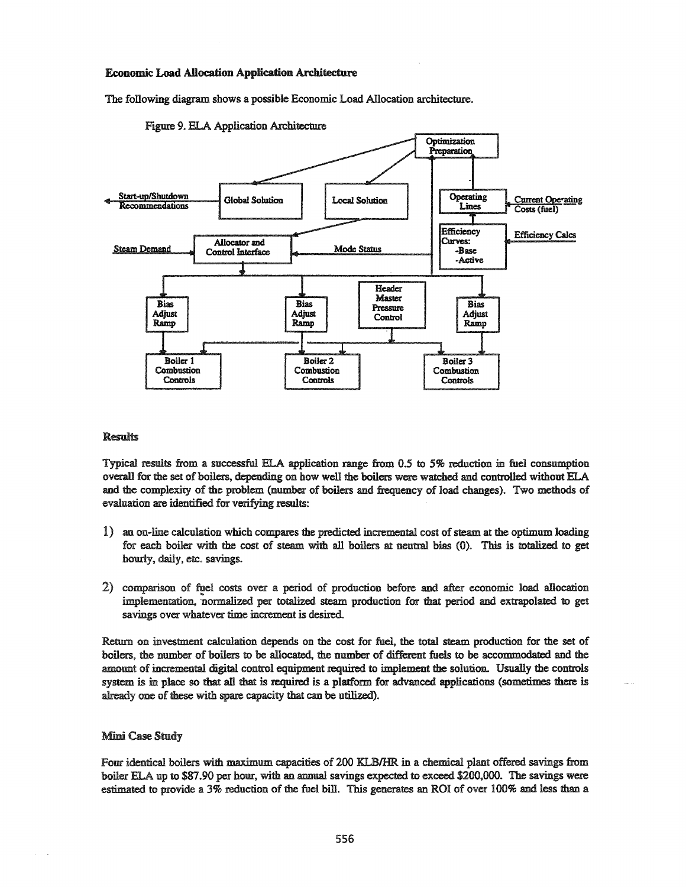**Economic Load Allocation Application Architecture**

The following diagram shows a possible Economic Load Allocation architecture.

Figure 9. ELA Application Architecture

Optimization Preparation

Start-up/Shutdown Recommendations

Global Solution

Local Solution

Operating Lines

Current Operating Costs (fuel)

Efficiency Curves: -Base -Active

Efficiency Calcs

Steam Demand

Allocator and Control Interface

Mode Status

Header Master Pressure Control

Bias Adjust Ramp

Bias Adjust Ramp

Bias Adjust Ramp

Boiler 1 Combustion Controls

Boiler 2 Combustion Controls

Boiler 3 Combustion Controls

**Results**

Typical results from a successful ELA application range from 0.5 to 5% reduction in fuel consumption overall for the set of boilers, depending on how well the boilers were watched and controlled without ELA and the complexity of the problem (number of boilers and frequency of load changes). Two methods of evaluation are identified for verifying results:

1) an on-line calculation which compares the predicted incremental cost of steam at the optimum loading for each boiler with the cost of steam with all boilers at neutral bias (0). This is totalized to get hourly, daily, etc. savings.

2) comparison of fuel costs over a period of production before and after economic load allocation implementation, normalized per totalized steam production for that period and extrapolated to get savings over whatever time increment is desired.

Return on investment calculation depends on the cost for fuel, the total steam production for the set of boilers, the number of boilers to be allocated, the number of different fuels to be accommodated and the amount of incremental digital control equipment required to implement the solution. Usually the controls system is in place so that all that is required is a platform for advanced applications (sometimes there is already one of these with spare capacity that can be utilized).

**Mini Case Study**

Four identical boilers with maximum capacities of 200 KLB/HR in a chemical plant offered savings from boiler ELA up to $87.90 per hour, with an annual savings expected to exceed $200,000. The savings were estimated to provide a 3% reduction of the fuel bill. This generates an ROI of over 100% and less than a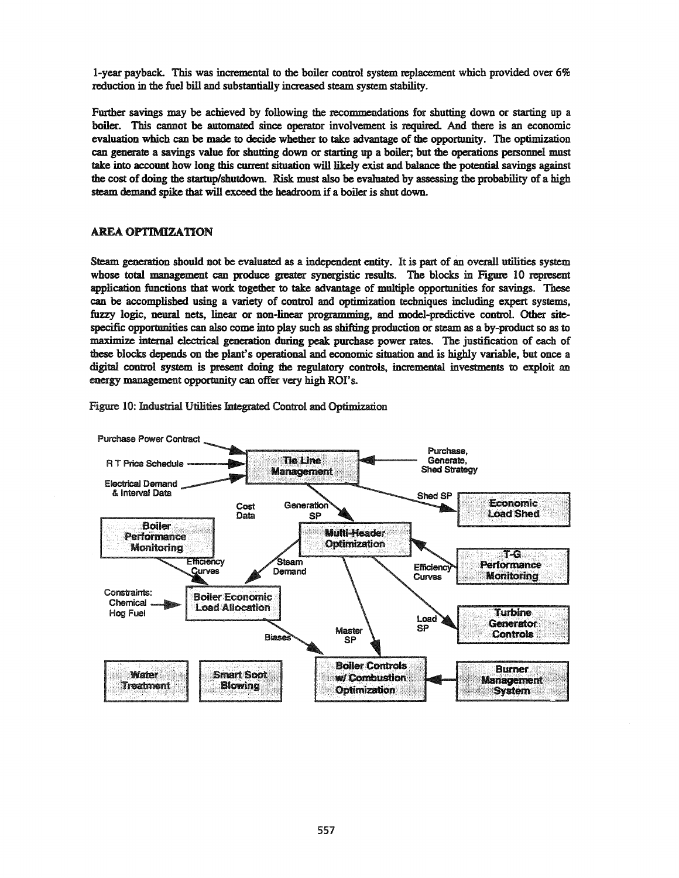1-year payback. This was incremental to the boiler control system replacement which provided over 6% reduction in the fuel bill and substantially increased steam system stability.

Further savings may be achieved by following the recommendations for shutting down or starting up a boiler. This cannot be automated since operator involvement is required. And there is an economic evaluation which can be made to decide whether to take advantage of the opportunity. The optimization can generate a savings value for shutting down or starting up a boiler; but the operations personnel must take into account how long this current situation will likely exist and balance the potential savings against the cost of doing the startup/shutdown. Risk must also be evaluated by assessing the probability of a high steam demand spike that will exceed the headroom if a boiler is shut down.

## AREA OPTIMIZATION

Steam generation should not be evaluated as a independent entity. It is part of an overall utilities system whose total management can produce greater synergistic results. The blocks in Figure 10 represent application functions that work together to take advantage of multiple opportunities for savings. These can be accomplished using a variety of control and optimization techniques including expert systems, fuzzy logic, neural nets, linear or non-linear programming, and model-predictive control. Other site-specific opportunities can also come into play such as shifting production or steam as a by-product so as to maximize internal electrical generation during peak purchase power rates. The justification of each of these blocks depends on the plant's operational and economic situation and is highly variable, but once a digital control system is present doing the regulatory controls, incremental investments to exploit an energy management opportunity can offer very high ROI's.

Figure 10: Industrial Utilities Integrated Control and Optimization

Purchase Power Contract

R T Price Schedule

Electrical Demand & Interval Data

Tie Line Management

Purchase, Generate, Shed Strategy

Shed SP

Economic Load Shed

Cost Data

Generation SP

Boiler Performance Monitoring

Multi-Header Optimization

T-G Performance Monitoring

Efficiency Curves

Steam Demand

Efficiency Curves

Constraints: Chemical Hog Fuel

Boiler Economic Load Allocation

Load SP

Turbine Generator Controls

Biases

Master SP

Water Treatment

Smart Soot Blowing

Boiler Controls w/ Combustion Optimization

Burner Management System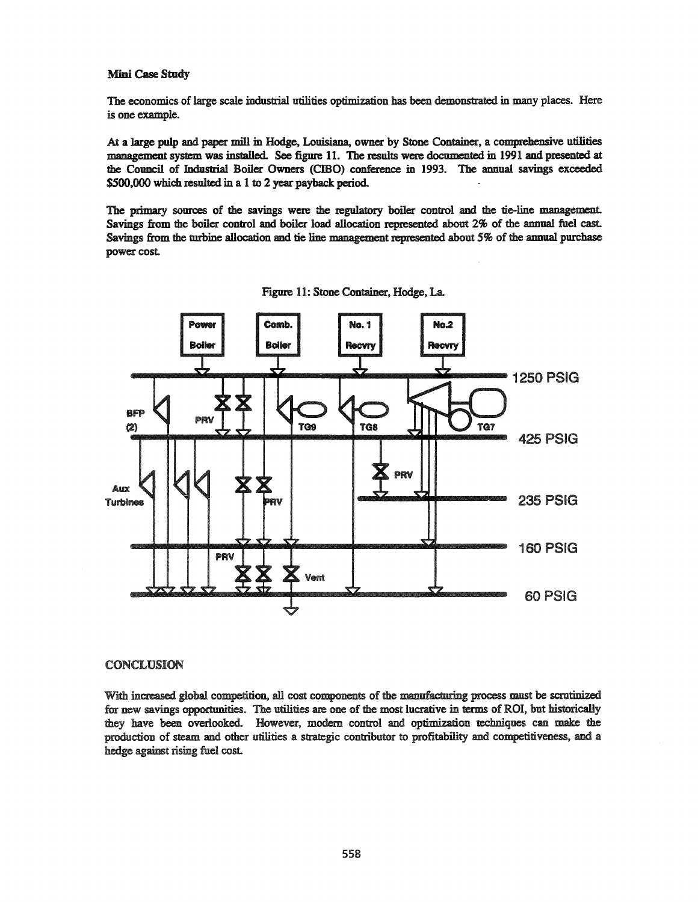**Mini Case Study**

The economics of large scale industrial utilities optimization has been demonstrated in many places. Here is one example.

At a large pulp and paper mill in Hodge, Louisiana, owner by Stone Container, a comprehensive utilities management system was installed. See figure 11. The results were documented in 1991 and presented at the Council of Industrial Boiler Owners (CIBO) conference in 1993. The annual savings exceeded \$500,000 which resulted in a 1 to 2 year payback period.

The primary sources of the savings were the regulatory boiler control and the tie-line management. Savings from the boiler control and boiler load allocation represented about 2% of the annual fuel cast. Savings from the turbine allocation and tie line management represented about 5% of the annual purchase power cost.

Figure 11: Stone Container, Hodge, La.

Power Boiler
Comb. Boiler
No. 1 Recvry
No.2 Recvry
1250 PSIG
BFP (2)
PRV
TG9
TG8
TG7
425 PSIG
PRV
Aux Turbines
PRV
235 PSIG
160 PSIG
PRV
Vent
60 PSIG

## CONCLUSION

With increased global competition, all cost components of the manufacturing process must be scrutinized for new savings opportunities. The utilities are one of the most lucrative in terms of ROI, but historically they have been overlooked. However, modern control and optimization techniques can make the production of steam and other utilities a strategic contributor to profitability and competitiveness, and a hedge against rising fuel cost.